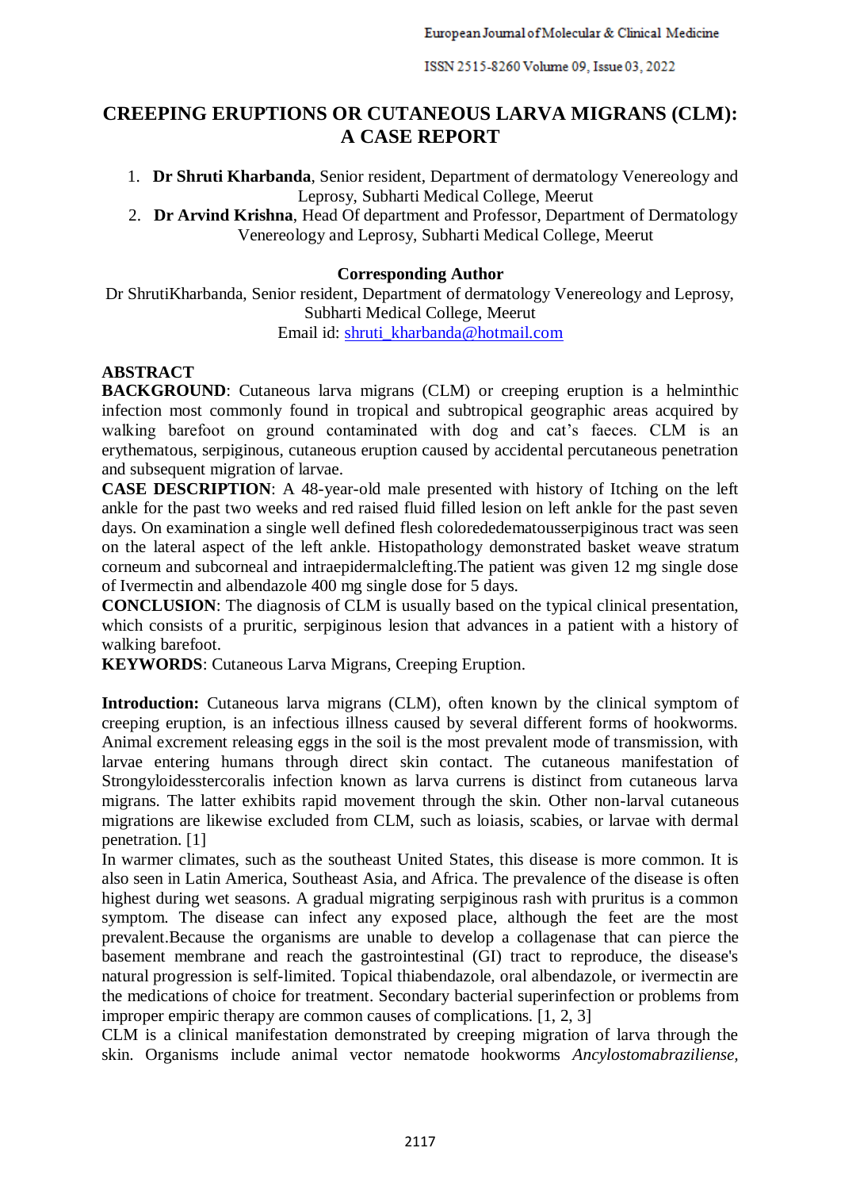# CREEPING ERUPTIONS OR CUTANEOUS LARVA MIGRANS (CLM): A CASE REPORT

1. **Dr Shruti Kharbanda**, Senior resident, Department of dermatology Venereology and Leprosy, Subharti Medical College, Meerut
2. **Dr Arvind Krishna**, Head Of department and Professor, Department of Dermatology Venereology and Leprosy, Subharti Medical College, Meerut

**Corresponding Author**

Dr ShrutiKharbanda, Senior resident, Department of dermatology Venereology and Leprosy, Subharti Medical College, Meerut
Email id: shruti_kharbanda@hotmail.com

## ABSTRACT

**BACKGROUND**: Cutaneous larva migrans (CLM) or creeping eruption is a helminthic infection most commonly found in tropical and subtropical geographic areas acquired by walking barefoot on ground contaminated with dog and cat's faeces. CLM is an erythematous, serpiginous, cutaneous eruption caused by accidental percutaneous penetration and subsequent migration of larvae.

**CASE DESCRIPTION**: A 48-year-old male presented with history of Itching on the left ankle for the past two weeks and red raised fluid filled lesion on left ankle for the past seven days. On examination a single well defined flesh colorededematousserpiginous tract was seen on the lateral aspect of the left ankle. Histopathology demonstrated basket weave stratum corneum and subcorneal and intraepidermalclefting.The patient was given 12 mg single dose of Ivermectin and albendazole 400 mg single dose for 5 days.

**CONCLUSION**: The diagnosis of CLM is usually based on the typical clinical presentation, which consists of a pruritic, serpiginous lesion that advances in a patient with a history of walking barefoot.

**KEYWORDS**: Cutaneous Larva Migrans, Creeping Eruption.

**Introduction:** Cutaneous larva migrans (CLM), often known by the clinical symptom of creeping eruption, is an infectious illness caused by several different forms of hookworms. Animal excrement releasing eggs in the soil is the most prevalent mode of transmission, with larvae entering humans through direct skin contact. The cutaneous manifestation of Strongyloidesstercoralis infection known as larva currens is distinct from cutaneous larva migrans. The latter exhibits rapid movement through the skin. Other non-larval cutaneous migrations are likewise excluded from CLM, such as loiasis, scabies, or larvae with dermal penetration. [1]

In warmer climates, such as the southeast United States, this disease is more common. It is also seen in Latin America, Southeast Asia, and Africa. The prevalence of the disease is often highest during wet seasons. A gradual migrating serpiginous rash with pruritus is a common symptom. The disease can infect any exposed place, although the feet are the most prevalent.Because the organisms are unable to develop a collagenase that can pierce the basement membrane and reach the gastrointestinal (GI) tract to reproduce, the disease's natural progression is self-limited. Topical thiabendazole, oral albendazole, or ivermectin are the medications of choice for treatment. Secondary bacterial superinfection or problems from improper empiric therapy are common causes of complications. [1, 2, 3]

CLM is a clinical manifestation demonstrated by creeping migration of larva through the skin. Organisms include animal vector nematode hookworms *Ancylostomabraziliense,*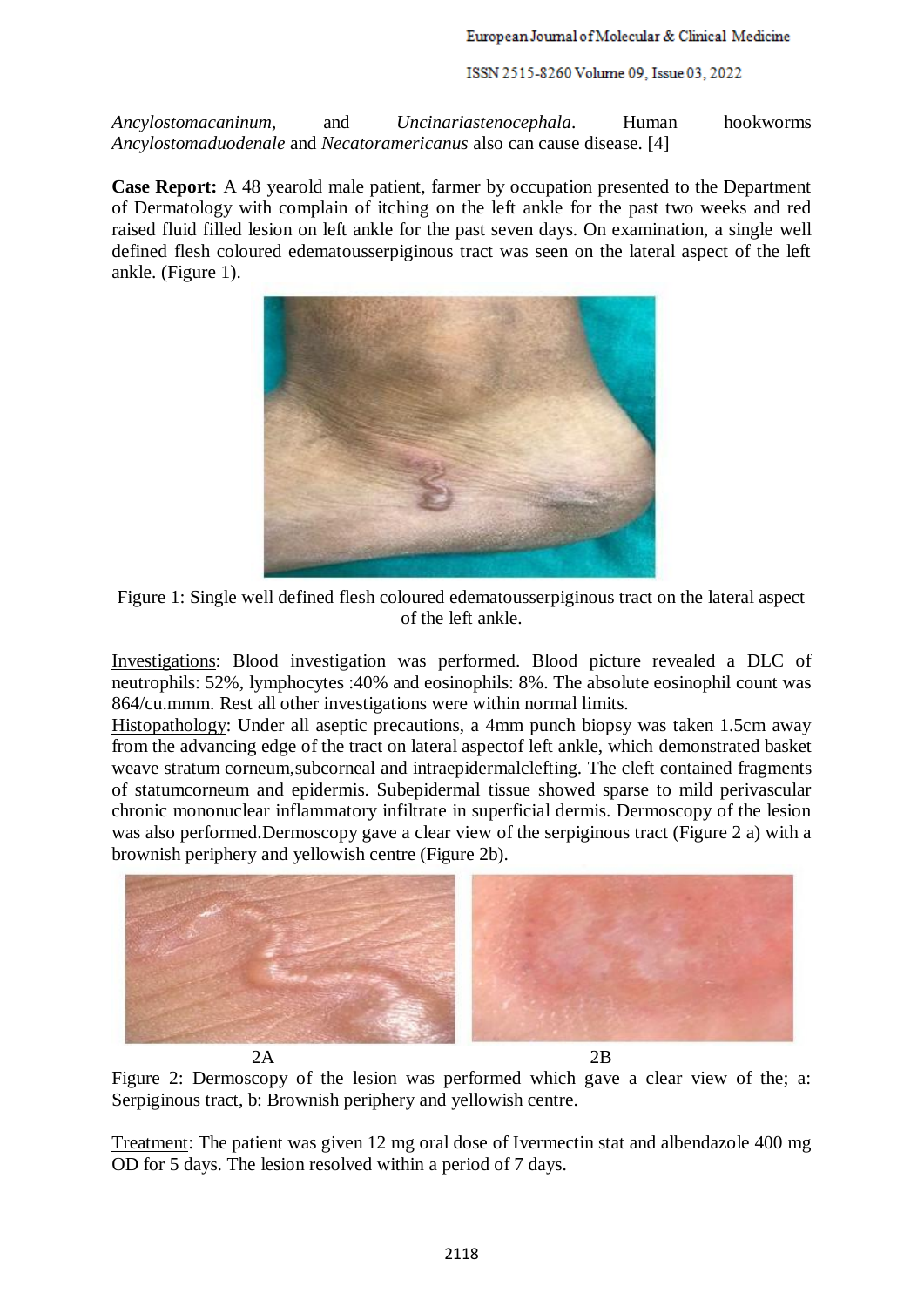*Ancylostomacaninum,* and *Uncinariastenocephala*. Human hookworms *Ancylostomaduodenale* and *Necatoramericanus* also can cause disease. [4]

**Case Report:** A 48 yearold male patient, farmer by occupation presented to the Department of Dermatology with complain of itching on the left ankle for the past two weeks and red raised fluid filled lesion on left ankle for the past seven days. On examination, a single well defined flesh coloured edematousserpiginous tract was seen on the lateral aspect of the left ankle. (Figure 1).

Figure 1: Single well defined flesh coloured edematousserpiginous tract on the lateral aspect of the left ankle.

Investigations: Blood investigation was performed. Blood picture revealed a DLC of neutrophils: 52%, lymphocytes :40% and eosinophils: 8%. The absolute eosinophil count was 864/cu.mmm. Rest all other investigations were within normal limits.

Histopathology: Under all aseptic precautions, a 4mm punch biopsy was taken 1.5cm away from the advancing edge of the tract on lateral aspectof left ankle, which demonstrated basket weave stratum corneum,subcorneal and intraepidermalclefting. The cleft contained fragments of statumcorneum and epidermis. Subepidermal tissue showed sparse to mild perivascular chronic mononuclear inflammatory infiltrate in superficial dermis. Dermoscopy of the lesion was also performed.Dermoscopy gave a clear view of the serpiginous tract (Figure 2 a) with a brownish periphery and yellowish centre (Figure 2b).

2A 2B

Figure 2: Dermoscopy of the lesion was performed which gave a clear view of the; a: Serpiginous tract, b: Brownish periphery and yellowish centre.

Treatment: The patient was given 12 mg oral dose of Ivermectin stat and albendazole 400 mg OD for 5 days. The lesion resolved within a period of 7 days.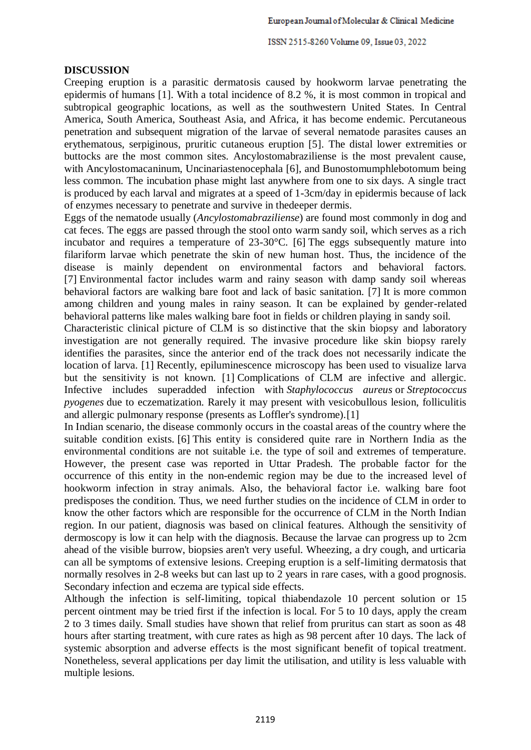## DISCUSSION

Creeping eruption is a parasitic dermatosis caused by hookworm larvae penetrating the epidermis of humans [1]. With a total incidence of 8.2 %, it is most common in tropical and subtropical geographic locations, as well as the southwestern United States. In Central America, South America, Southeast Asia, and Africa, it has become endemic. Percutaneous penetration and subsequent migration of the larvae of several nematode parasites causes an erythematous, serpiginous, pruritic cutaneous eruption [5]. The distal lower extremities or buttocks are the most common sites. Ancylostomabraziliense is the most prevalent cause, with Ancylostomacaninum, Uncinariastenocephala [6], and Bunostomumphlebotomum being less common. The incubation phase might last anywhere from one to six days. A single tract is produced by each larval and migrates at a speed of 1-3cm/day in epidermis because of lack of enzymes necessary to penetrate and survive in thedeeper dermis.

Eggs of the nematode usually (*Ancylostomabraziliense*) are found most commonly in dog and cat feces. The eggs are passed through the stool onto warm sandy soil, which serves as a rich incubator and requires a temperature of 23-30°C. [6] The eggs subsequently mature into filariform larvae which penetrate the skin of new human host. Thus, the incidence of the disease is mainly dependent on environmental factors and behavioral factors. [7] Environmental factor includes warm and rainy season with damp sandy soil whereas behavioral factors are walking bare foot and lack of basic sanitation. [7] It is more common among children and young males in rainy season. It can be explained by gender-related behavioral patterns like males walking bare foot in fields or children playing in sandy soil.

Characteristic clinical picture of CLM is so distinctive that the skin biopsy and laboratory investigation are not generally required. The invasive procedure like skin biopsy rarely identifies the parasites, since the anterior end of the track does not necessarily indicate the location of larva. [1] Recently, epiluminescence microscopy has been used to visualize larva but the sensitivity is not known. [1] Complications of CLM are infective and allergic. Infective includes superadded infection with *Staphylococcus aureus* or *Streptococcus pyogenes* due to eczematization. Rarely it may present with vesicobullous lesion, folliculitis and allergic pulmonary response (presents as Loffler's syndrome).[1]

In Indian scenario, the disease commonly occurs in the coastal areas of the country where the suitable condition exists. [6] This entity is considered quite rare in Northern India as the environmental conditions are not suitable i.e. the type of soil and extremes of temperature. However, the present case was reported in Uttar Pradesh. The probable factor for the occurrence of this entity in the non-endemic region may be due to the increased level of hookworm infection in stray animals. Also, the behavioral factor i.e. walking bare foot predisposes the condition. Thus, we need further studies on the incidence of CLM in order to know the other factors which are responsible for the occurrence of CLM in the North Indian region. In our patient, diagnosis was based on clinical features. Although the sensitivity of dermoscopy is low it can help with the diagnosis. Because the larvae can progress up to 2cm ahead of the visible burrow, biopsies aren't very useful. Wheezing, a dry cough, and urticaria can all be symptoms of extensive lesions. Creeping eruption is a self-limiting dermatosis that normally resolves in 2-8 weeks but can last up to 2 years in rare cases, with a good prognosis. Secondary infection and eczema are typical side effects.

Although the infection is self-limiting, topical thiabendazole 10 percent solution or 15 percent ointment may be tried first if the infection is local. For 5 to 10 days, apply the cream 2 to 3 times daily. Small studies have shown that relief from pruritus can start as soon as 48 hours after starting treatment, with cure rates as high as 98 percent after 10 days. The lack of systemic absorption and adverse effects is the most significant benefit of topical treatment. Nonetheless, several applications per day limit the utilisation, and utility is less valuable with multiple lesions.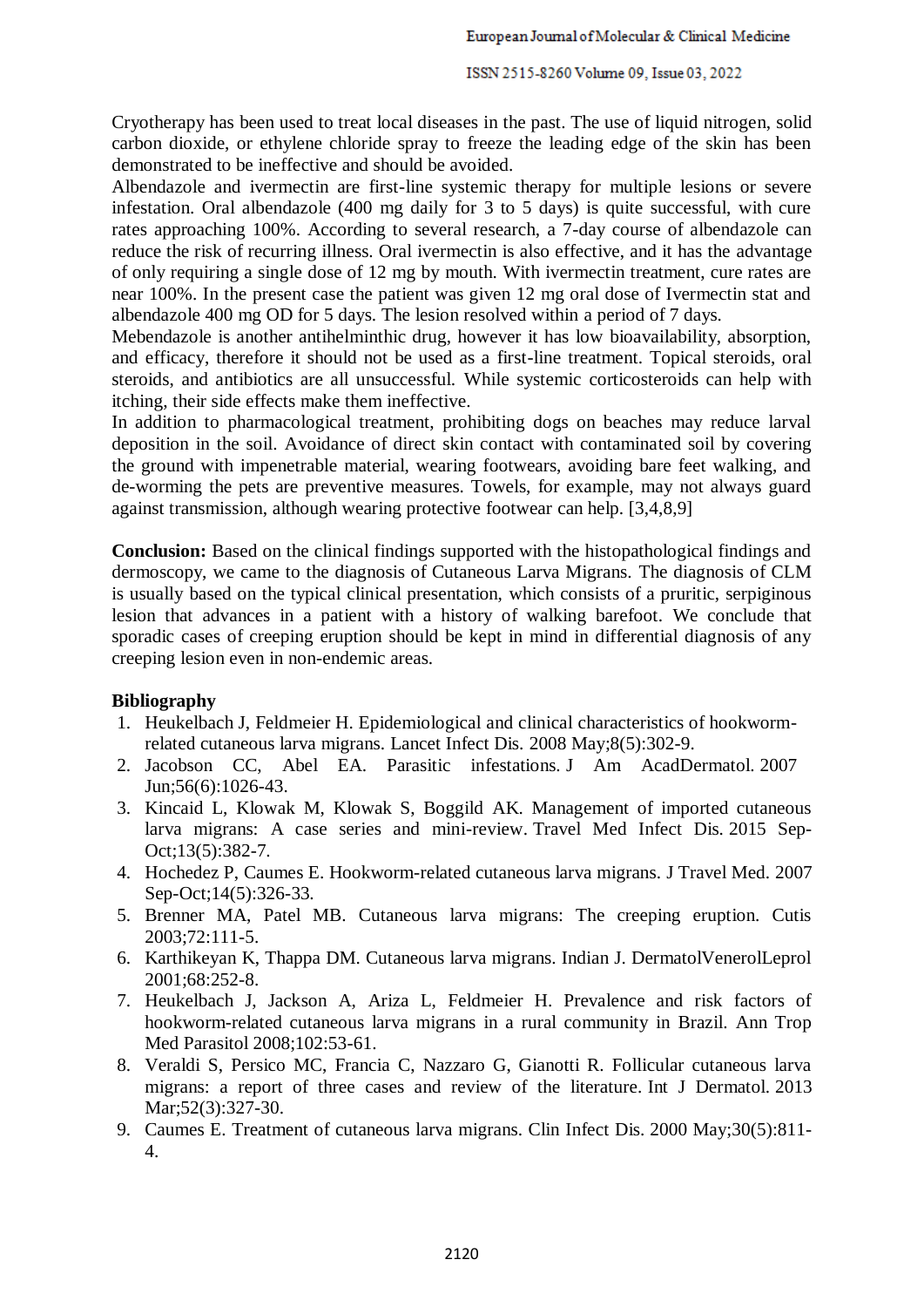Cryotherapy has been used to treat local diseases in the past. The use of liquid nitrogen, solid carbon dioxide, or ethylene chloride spray to freeze the leading edge of the skin has been demonstrated to be ineffective and should be avoided.

Albendazole and ivermectin are first-line systemic therapy for multiple lesions or severe infestation. Oral albendazole (400 mg daily for 3 to 5 days) is quite successful, with cure rates approaching 100%. According to several research, a 7-day course of albendazole can reduce the risk of recurring illness. Oral ivermectin is also effective, and it has the advantage of only requiring a single dose of 12 mg by mouth. With ivermectin treatment, cure rates are near 100%. In the present case the patient was given 12 mg oral dose of Ivermectin stat and albendazole 400 mg OD for 5 days. The lesion resolved within a period of 7 days.

Mebendazole is another antihelminthic drug, however it has low bioavailability, absorption, and efficacy, therefore it should not be used as a first-line treatment. Topical steroids, oral steroids, and antibiotics are all unsuccessful. While systemic corticosteroids can help with itching, their side effects make them ineffective.

In addition to pharmacological treatment, prohibiting dogs on beaches may reduce larval deposition in the soil. Avoidance of direct skin contact with contaminated soil by covering the ground with impenetrable material, wearing footwears, avoiding bare feet walking, and de-worming the pets are preventive measures. Towels, for example, may not always guard against transmission, although wearing protective footwear can help. [3,4,8,9]

**Conclusion:** Based on the clinical findings supported with the histopathological findings and dermoscopy, we came to the diagnosis of Cutaneous Larva Migrans. The diagnosis of CLM is usually based on the typical clinical presentation, which consists of a pruritic, serpiginous lesion that advances in a patient with a history of walking barefoot. We conclude that sporadic cases of creeping eruption should be kept in mind in differential diagnosis of any creeping lesion even in non-endemic areas.

## Bibliography

1. Heukelbach J, Feldmeier H. Epidemiological and clinical characteristics of hookworm-related cutaneous larva migrans. Lancet Infect Dis. 2008 May;8(5):302-9.
2. Jacobson CC, Abel EA. Parasitic infestations. J Am AcadDermatol. 2007 Jun;56(6):1026-43.
3. Kincaid L, Klowak M, Klowak S, Boggild AK. Management of imported cutaneous larva migrans: A case series and mini-review. Travel Med Infect Dis. 2015 Sep-Oct;13(5):382-7.
4. Hochedez P, Caumes E. Hookworm-related cutaneous larva migrans. J Travel Med. 2007 Sep-Oct;14(5):326-33.
5. Brenner MA, Patel MB. Cutaneous larva migrans: The creeping eruption. Cutis 2003;72:111-5.
6. Karthikeyan K, Thappa DM. Cutaneous larva migrans. Indian J. DermatolVenerolLeprol 2001;68:252-8.
7. Heukelbach J, Jackson A, Ariza L, Feldmeier H. Prevalence and risk factors of hookworm-related cutaneous larva migrans in a rural community in Brazil. Ann Trop Med Parasitol 2008;102:53-61.
8. Veraldi S, Persico MC, Francia C, Nazzaro G, Gianotti R. Follicular cutaneous larva migrans: a report of three cases and review of the literature. Int J Dermatol. 2013 Mar;52(3):327-30.
9. Caumes E. Treatment of cutaneous larva migrans. Clin Infect Dis. 2000 May;30(5):811-4.